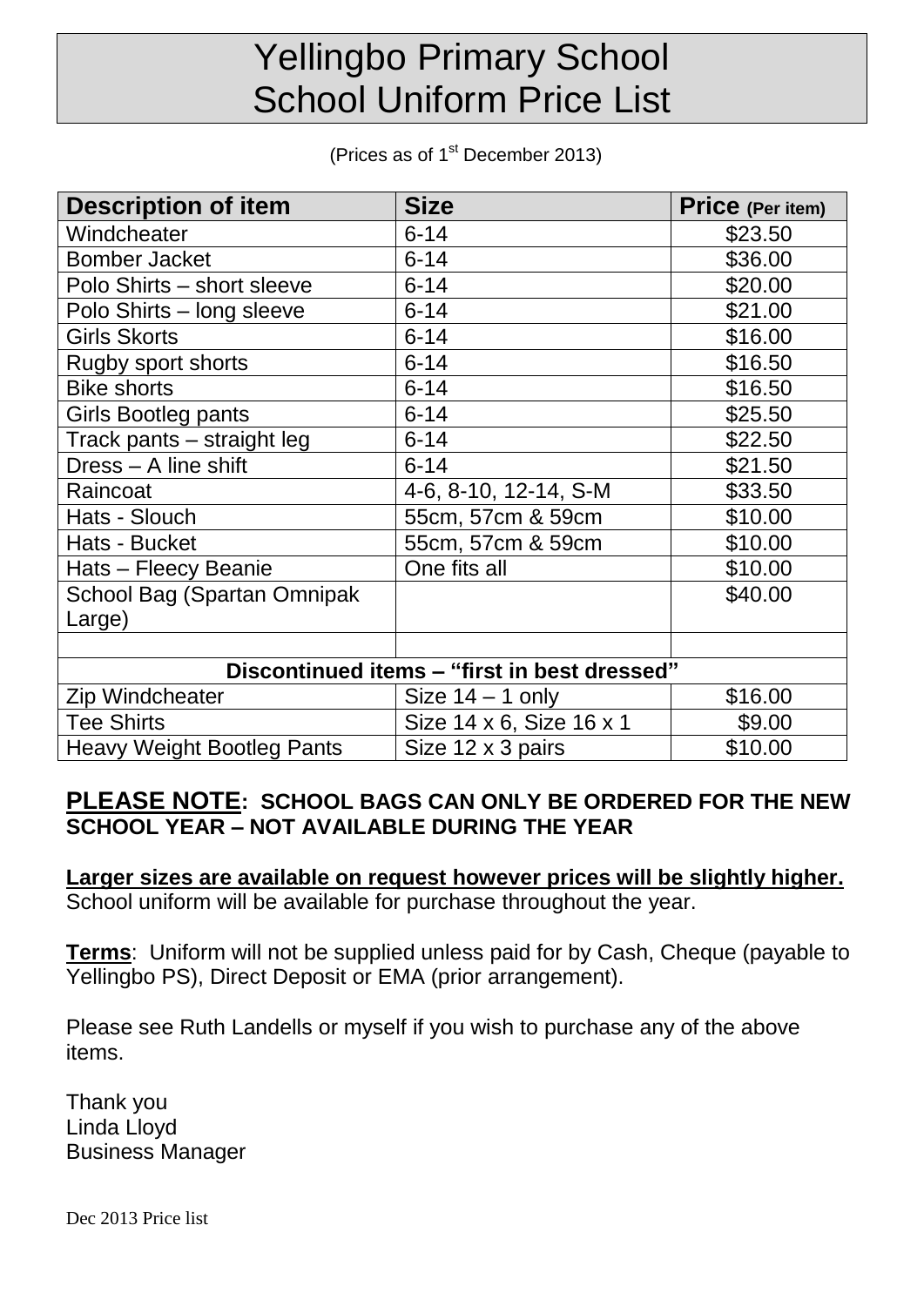# Yellingbo Primary School
# School Uniform Price List

(Prices as of 1st December 2013)

| Description of item | Size | Price (Per item) |
|---|---|---|
| Windcheater | 6-14 | $23.50 |
| Bomber Jacket | 6-14 | $36.00 |
| Polo Shirts – short sleeve | 6-14 | $20.00 |
| Polo Shirts – long sleeve | 6-14 | $21.00 |
| Girls Skorts | 6-14 | $16.00 |
| Rugby sport shorts | 6-14 | $16.50 |
| Bike shorts | 6-14 | $16.50 |
| Girls Bootleg pants | 6-14 | $25.50 |
| Track pants – straight leg | 6-14 | $22.50 |
| Dress – A line shift | 6-14 | $21.50 |
| Raincoat | 4-6, 8-10, 12-14, S-M | $33.50 |
| Hats - Slouch | 55cm, 57cm & 59cm | $10.00 |
| Hats - Bucket | 55cm, 57cm & 59cm | $10.00 |
| Hats – Fleecy Beanie | One fits all | $10.00 |
| School Bag (Spartan Omnipak Large) | | $40.00 |
| | | |
| **Discontinued items – "first in best dressed"** | | |
| Zip Windcheater | Size 14 – 1 only | $16.00 |
| Tee Shirts | Size 14 x 6, Size 16 x 1 | $9.00 |
| Heavy Weight Bootleg Pants | Size 12 x 3 pairs | $10.00 |

**PLEASE NOTE: SCHOOL BAGS CAN ONLY BE ORDERED FOR THE NEW SCHOOL YEAR – NOT AVAILABLE DURING THE YEAR**

**Larger sizes are available on request however prices will be slightly higher.**
School uniform will be available for purchase throughout the year.

**Terms**: Uniform will not be supplied unless paid for by Cash, Cheque (payable to Yellingbo PS), Direct Deposit or EMA (prior arrangement).

Please see Ruth Landells or myself if you wish to purchase any of the above items.

Thank you
Linda Lloyd
Business Manager

Dec 2013 Price list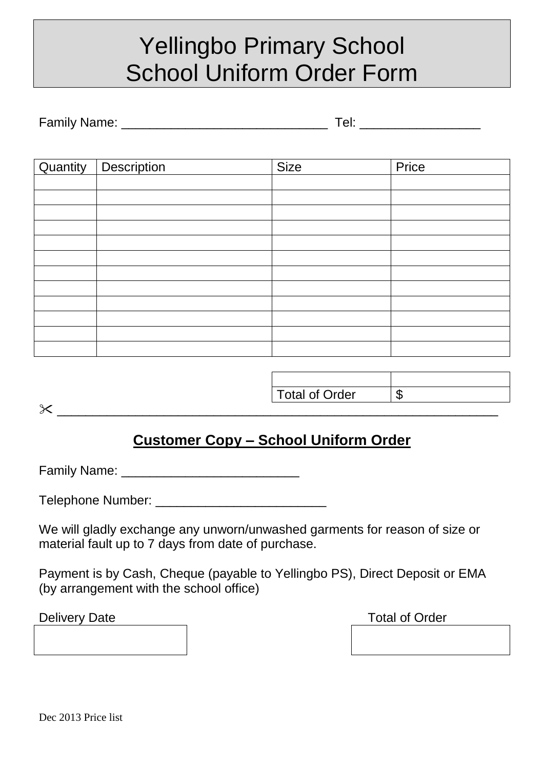# Yellingbo Primary School
# School Uniform Order Form

Family Name: ______________________________ Tel: _________________

| Quantity | Description | Size | Price |
|---|---|---|---|
| | | | |
| | | | |
| | | | |
| | | | |
| | | | |
| | | | |
| | | | |
| | | | |
| | | | |
| | | | |
| | | | |
| | | | |

| | |
|---|---|
| | |
| Total of Order | $ |

✂ _______________________________________________________________

## Customer Copy – School Uniform Order

Family Name: __________________________

Telephone Number: _________________________

We will gladly exchange any unworn/unwashed garments for reason of size or material fault up to 7 days from date of purchase.

Payment is by Cash, Cheque (payable to Yellingbo PS), Direct Deposit or EMA (by arrangement with the school office)

| Delivery Date | Total of Order |
|---|---|
| | |

Dec 2013 Price list